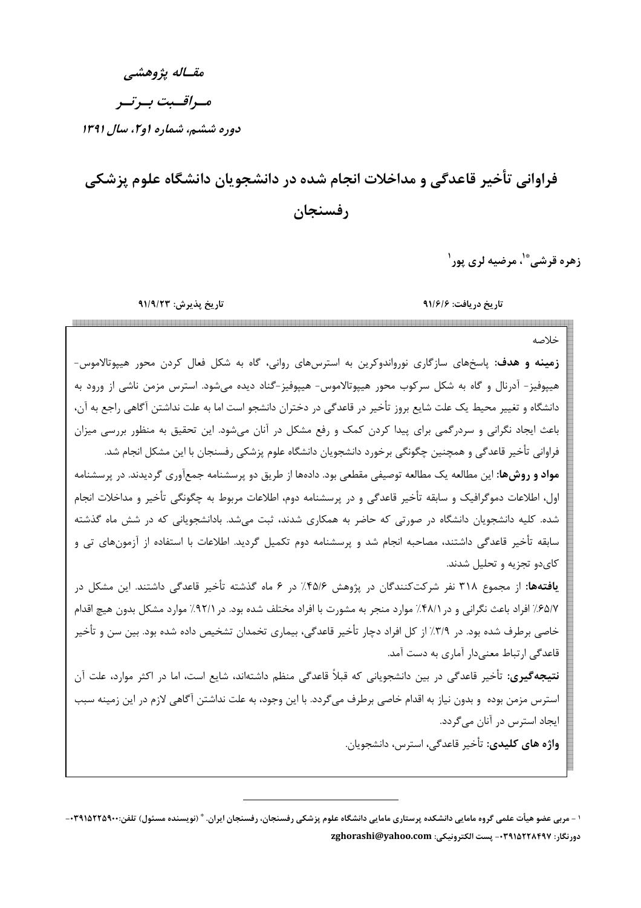*مقاله پژوهشی*

*مراقبت برتر*

*دوره ششم، شماره ۱و۲، سال ۱۳۹۱*

# فراوانی تأخیر قاعدگی و مداخلات انجام شده در دانشجویان دانشگاه علوم پزشکی رفسنجان

**زهره قرشی*[1]، مرضیه لری پور[1]**

**تاریخ دریافت: ۹۱/۶/۶** **تاریخ پذیرش: ۹۱/۹/۲۳**

خلاصه

**زمینه و هدف:** پاسخ‌های سازگاری نورواندوکرین به استرس‌های روانی، گاه به شکل فعال کردن محور هیپوتالاموس- هیپوفیز- آدرنال و گاه به شکل سرکوب محور هیپوتالاموس- هیپوفیز-گناد دیده می‌شود. استرس مزمن ناشی از ورود به دانشگاه و تغییر محیط یک علت شایع بروز تأخیر در قاعدگی در دختران دانشجو است اما به علت نداشتن آگاهی راجع به آن، باعث ایجاد نگرانی و سردرگمی برای پیدا کردن کمک و رفع مشکل در آنان می‌شود. این تحقیق به منظور بررسی میزان فراوانی تأخیر قاعدگی و همچنین چگونگی برخورد دانشجویان دانشگاه علوم پزشکی رفسنجان با این مشکل انجام شد.

**مواد و روش‌ها:** این مطالعه یک مطالعه توصیفی مقطعی بود. داده‌ها از طریق دو پرسشنامه جمع‌آوری گردیدند. در پرسشنامه اول، اطلاعات دموگرافیک و سابقه تأخیر قاعدگی و در پرسشنامه دوم، اطلاعات مربوط به چگونگی تأخیر و مداخلات انجام شده. کلیه دانشجویان دانشگاه در صورتی که حاضر به همکاری شدند، ثبت می‌شد. بادانشجویانی که در شش ماه گذشته سابقه تأخیر قاعدگی داشتند، مصاحبه انجام شد و پرسشنامه دوم تکمیل گردید. اطلاعات با استفاده از آزمون‌های تی و کای‌دو تجزیه و تحلیل شدند.

**یافته‌ها:** از مجموع ۳۱۸ نفر شرکت‌کنندگان در پژوهش ۴۵/۶٪ در ۶ ماه گذشته تأخیر قاعدگی داشتند. این مشکل در ۶۵/۷٪ افراد باعث نگرانی و در۴۸/۱٪ موارد منجر به مشورت با افراد مختلف شده بود. در۹۲/۱٪ موارد مشکل بدون هیچ اقدام خاصی برطرف شده بود. در ۳/۹٪ از کل افراد دچار تأخیر قاعدگی، بیماری تخمدان تشخیص داده شده بود. بین سن و تأخیر قاعدگی ارتباط معنی‌دار آماری به دست آمد.

**نتیجه‌گیری:** تأخیر قاعدگی در بین دانشجویانی که قبلاً قاعدگی منظم داشته‌اند، شایع است، اما در اکثر موارد، علت آن استرس مزمن بوده و بدون نیاز به اقدام خاصی برطرف می‌گردد. با این وجود، به علت نداشتن آگاهی لازم در این زمینه سبب ایجاد استرس در آنان می‌گردد.

**واژه های کلیدی:** تأخیر قاعدگی، استرس، دانشجویان.

---

[1] - مربی عضو هیأت علمی گروه مامایی دانشکده پرستاری مامایی دانشگاه علوم پزشکی رفسنجان، رفسنجان ایران. * (نویسنده مسئول) تلفن:۰۳۹۱۵۲۲۵۹۰۰- دورنگار: ۰۳۹۱۵۲۲۸۴۹۷- پست الکترونیکی: zghorashi@yahoo.com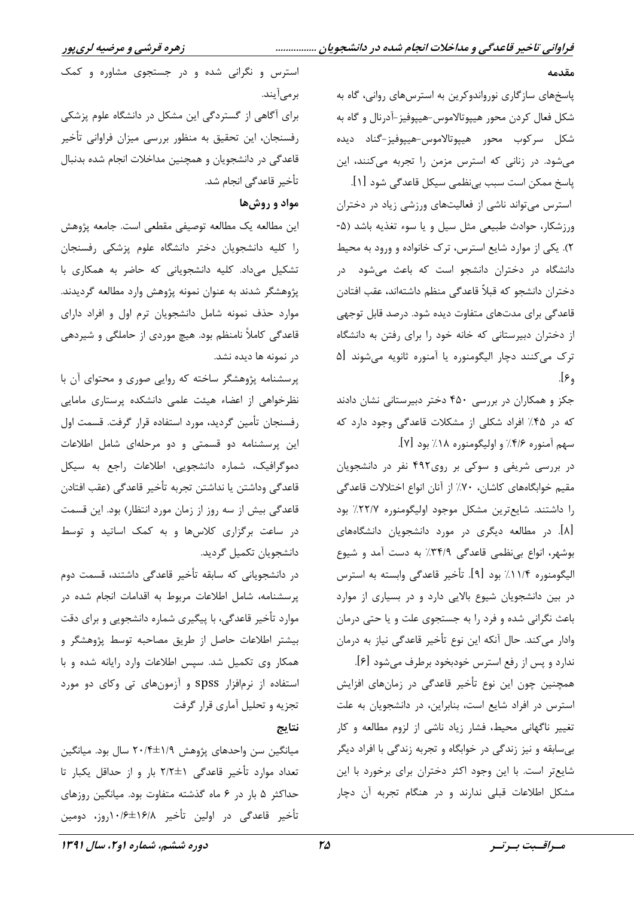## مقدمه

پاسخ‌های سازگاری نورواندوکرین به استرس‌های روانی، گاه به شکل فعال کردن محور هیپوتالاموس-هیپوفیز-آدرنال و گاه به شکل سرکوب محور هیپوتالاموس-هیپوفیز-گناد دیده می‌شود. در زمانی که استرس مزمن را تجربه می‌کنند، این پاسخ ممکن است سبب بی‌نظمی سیکل قاعدگی شود [1].

استرس می‌تواند ناشی از فعالیت‌های ورزشی زیاد در دختران ورزشکار، حوادث طبیعی مثل سیل و یا سوء تغذیه باشد (5-2). یکی از موارد شایع استرس، ترک خانواده و ورود به محیط دانشگاه در دختران دانشجو است که باعث می‌شود در دختران دانشجو که قبلاً قاعدگی منظم داشته‌اند، عقب افتادن قاعدگی برای مدت‌های متفاوت دیده شود. درصد قابل توجهی از دختران دبیرستانی که خانه خود را برای رفتن به دانشگاه ترک می‌کنند دچار الیگومنوره یا آمنوره ثانویه می‌شوند [5 و6].

جکز و همکاران در بررسی 450 دختر دبیرستانی نشان دادند که در 45٪ افراد شکلی از مشکلات قاعدگی وجود دارد که سهم آمنوره 4/6٪ و اولیگومنوره 18٪ بود [7].

در بررسی شریفی و سوکی بر روی492 نفر در دانشجویان مقیم خوابگاه‌های کاشان، 70٪ از آنان انواع اختلالات قاعدگی را داشتند. شایع‌ترین مشکل موجود اولیگومنوره 22/7٪ بود [8]. در مطالعه دیگری در مورد دانشجویان دانشگاه‌های بوشهر، انواع بی‌نظمی قاعدگی 34/9٪ به دست آمد و شیوع الیگومنوره 11/4٪ بود [9]. تأخیر قاعدگی وابسته به استرس در بین دانشجویان شیوع بالایی دارد و در بسیاری از موارد باعث نگرانی شده و فرد را به جستجوی علت و یا حتی درمان وادار می‌کند. حال آنکه این نوع تأخیر قاعدگی نیاز به درمان ندارد و پس از رفع استرس خودبخود برطرف می‌شود [6].

همچنین چون این نوع تأخیر قاعدگی در زمان‌های افزایش استرس در افراد شایع است، بنابراین، در دانشجویان به علت تغییر ناگهانی محیط، فشار زیاد ناشی از لزوم مطالعه و کار بی‌سابقه و نیز زندگی در خوابگاه و تجربه زندگی با افراد دیگر شایع‌تر است. با این وجود اکثر دختران برای برخورد با این مشکل اطلاعات قبلی ندارند و در هنگام تجربه آن دچار استرس و نگرانی شده و در جستجوی مشاوره و کمک برمی‌آیند.

برای آگاهی از گستردگی این مشکل در دانشگاه علوم پزشکی رفسنجان، این تحقیق به منظور بررسی میزان فراوانی تأخیر قاعدگی در دانشجویان و همچنین مداخلات انجام شده بدنبال تأخیر قاعدگی انجام شد.

## مواد و روش‌ها

این مطالعه یک مطالعه توصیفی مقطعی است. جامعه پژوهش را کلیه دانشجویان دختر دانشگاه علوم پزشکی رفسنجان تشکیل می‌داد. کلیه دانشجویانی که حاضر به همکاری با پژوهشگر شدند به عنوان نمونه پژوهش وارد مطالعه گردیدند. موارد حذف نمونه شامل دانشجویان ترم اول و افراد دارای قاعدگی کاملاً نامنظم بود. هیچ موردی از حاملگی و شیردهی در نمونه ها دیده نشد.

پرسشنامه پژوهشگر ساخته که روایی صوری و محتوای آن با نظرخواهی از اعضاء هیئت علمی دانشکده پرستاری مامایی رفسنجان تأمین گردید، مورد استفاده قرار گرفت. قسمت اول این پرسشنامه دو قسمتی و دو مرحله‌ای شامل اطلاعات دموگرافیک، شماره دانشجویی، اطلاعات راجع به سیکل قاعدگی وداشتن یا نداشتن تجربه تأخیر قاعدگی (عقب افتادن قاعدگی بیش از سه روز از زمان مورد انتظار) بود. این قسمت در ساعت برگزاری کلاس‌ها و به کمک اساتید و توسط دانشجویان تکمیل گردید.

در دانشجویانی که سابقه تأخیر قاعدگی داشتند، قسمت دوم پرسشنامه، شامل اطلاعات مربوط به اقدامات انجام شده در موارد تأخیر قاعدگی، با پیگیری شماره دانشجویی و برای دقت بیشتر اطلاعات حاصل از طریق مصاحبه توسط پژوهشگر و همکار وی تکمیل شد. سپس اطلاعات وارد رایانه شده و با استفاده از نرم‌افزار spss و آزمون‌های تی وکای دو مورد تجزیه و تحلیل آماری قرار گرفت

## نتایج

میانگین سن واحدهای پژوهش 1/9±20/4 سال بود. میانگین تعداد موارد تأخیر قاعدگی 1±2/2 بار و از حداقل یکبار تا حداکثر 5 بار در 6 ماه گذشته متفاوت بود. میانگین روزهای تأخیر قاعدگی در اولین تأخیر 16/8±10/6روز، دومین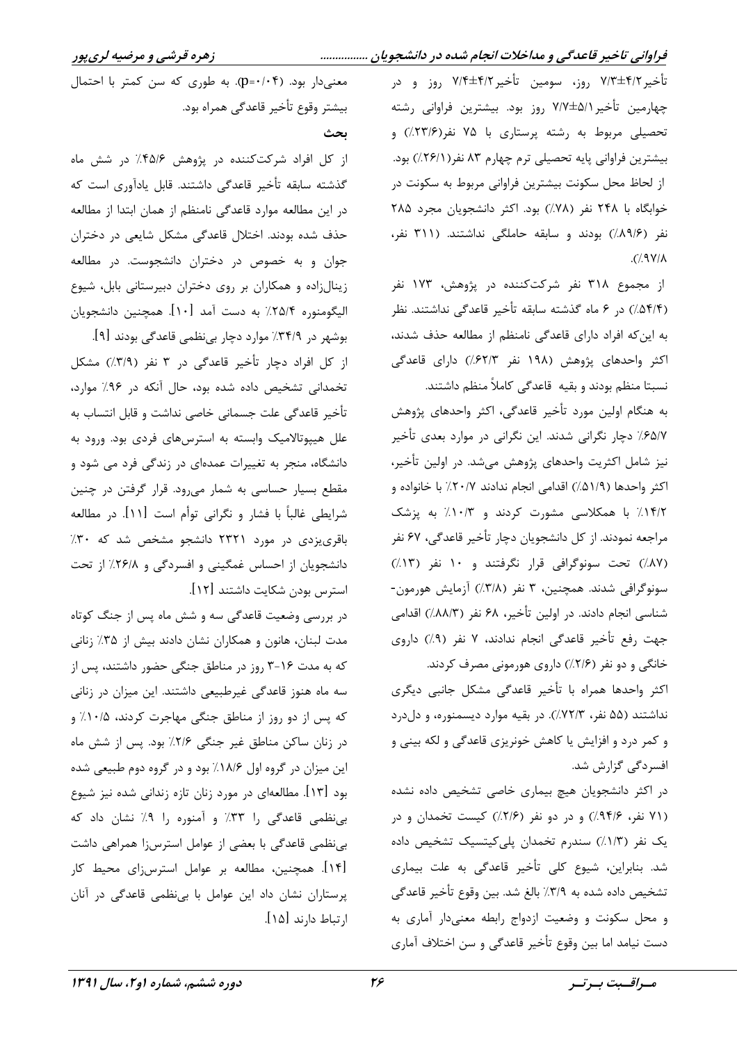تأخیر۴/۲±۷/۳ روز، سومین تأخیر۴/۲±۷/۴ روز و در چهارمین تأخیر۵/۱±۷/۷ روز بود. بیشترین فراوانی رشته تحصیلی مربوط به رشته پرستاری با ۷۵ نفر(۲۳/۶٪) و بیشترین فراوانی پایه تحصیلی ترم چهارم ۸۳ نفر(۲۶/۱٪) بود. از لحاظ محل سکونت بیشترین فراوانی مربوط به سکونت در خوابگاه با ۲۴۸ نفر (۷۸٪) بود. اکثر دانشجویان مجرد ۲۸۵ نفر (۸۹/۶٪) بودند و سابقه حاملگی نداشتند. (۳۱۱ نفر، ۹۷/۸٪).

از مجموع ۳۱۸ نفر شرکت‌کننده در پژوهش، ۱۷۳ نفر (۵۴/۴٪) در ۶ ماه گذشته سابقه تأخیر قاعدگی نداشتند. نظر به این‌که افراد دارای قاعدگی نامنظم از مطالعه حذف شدند، اکثر واحدهای پژوهش (۱۹۸ نفر ۶۲/۳٪) دارای قاعدگی نسبتا منظم بودند و بقیه قاعدگی کاملاً منظم داشتند.

به هنگام اولین مورد تأخیر قاعدگی، اکثر واحدهای پژوهش ۶۵/۷٪ دچار نگرانی شدند. این نگرانی در موارد بعدی تأخیر نیز شامل اکثریت واحدهای پژوهش می‌شد. در اولین تأخیر، اکثر واحدها (۵۱/۹٪) اقدامی انجام ندادند ۲۰/۷٪ با خانواده و ۱۴/۲٪ با همکلاسی مشورت کردند و ۱۰/۳٪ به پزشک مراجعه نمودند. از کل دانشجویان دچار تأخیر قاعدگی، ۶۷ نفر (۸۷٪) تحت سونوگرافی قرار نگرفتند و ۱۰ نفر (۱۳٪) سونوگرافی شدند. همچنین، ۳ نفر (۳/۸٪) آزمایش هورمون-شناسی انجام دادند. در اولین تأخیر، ۶۸ نفر (۸۸/۳٪) اقدامی جهت رفع تأخیر قاعدگی انجام ندادند، ۷ نفر (۹٪) داروی خانگی و دو نفر (۲/۶٪) داروی هورمونی مصرف کردند.

اکثر واحدها همراه با تأخیر قاعدگی مشکل جانبی دیگری نداشتند (۵۵ نفر، ۷۲/۳٪). در بقیه موارد دیسمنوره، و دل‌درد و کمر درد و افزایش یا کاهش خونریزی قاعدگی و لکه بینی و افسردگی گزارش شد.

در اکثر دانشجویان هیچ بیماری خاصی تشخیص داده نشده (۷۱ نفر، ۹۴/۶٪) و در دو نفر (۲/۶٪) کیست تخمدان و در یک نفر (۱/۳٪) سندرم تخمدان پلی‌کیتسیک تشخیص داده شد. بنابراین، شیوع کلی تأخیر قاعدگی به علت بیماری تشخیص داده شده به ۳/۹٪ بالغ شد. بین وقوع تأخیر قاعدگی و محل سکونت و وضعیت ازدواج رابطه معنی‌دار آماری به دست نیامد اما بین وقوع تأخیر قاعدگی و سن اختلاف آماری معنی‌دار بود. ($p=۰/۰۴$). به طوری که سن کمتر با احتمال بیشتر وقوع تأخیر قاعدگی همراه بود.

## بحث

از کل افراد شرکت‌کننده در پژوهش ۴۵/۶٪ در شش ماه گذشته سابقه تأخیر قاعدگی داشتند. قابل یادآوری است که در این مطالعه موارد قاعدگی نامنظم از همان ابتدا از مطالعه حذف شده بودند. اختلال قاعدگی مشکل شایعی در دختران جوان و به خصوص در دختران دانشجوست. در مطالعه زینال‌زاده و همکاران بر روی دختران دبیرستانی بابل، شیوع الیگومنوره ۲۵/۴٪ به دست آمد [۱۰]. همچنین دانشجویان بوشهر در ۳۴/۹٪ موارد دچار بی‌نظمی قاعدگی بودند [۹].

از کل افراد دچار تأخیر قاعدگی در ۳ نفر (۳/۹٪) مشکل تخمدانی تشخیص داده شده بود، حال آنکه در ۹۶٪ موارد، تأخیر قاعدگی علت جسمانی خاصی نداشت و قابل انتساب به علل هیپوتالامیک وابسته به استرس‌های فردی بود. ورود به دانشگاه، منجر به تغییرات عمده‌ای در زندگی فرد می شود و مقطع بسیار حساسی به شمار می‌رود. قرار گرفتن در چنین شرایطی غالباً با فشار و نگرانی توأم است [۱۱]. در مطالعه باقری‌یزدی در مورد ۲۳۲۱ دانشجو مشخص شد که ۳۰٪ دانشجویان از احساس غمگینی و افسردگی و ۲۶/۸٪ از تحت استرس بودن شکایت داشتند [۱۲].

در بررسی وضعیت قاعدگی سه و شش ماه پس از جنگ کوتاه مدت لبنان، هانون و همکاران نشان دادند بیش از ۳۵٪ زنانی که به مدت ۱۶-۳ روز در مناطق جنگی حضور داشتند، پس از سه ماه هنوز قاعدگی غیرطبیعی داشتند. این میزان در زنانی که پس از دو روز از مناطق جنگی مهاجرت کردند، ۱۰/۵٪ و در زنان ساکن مناطق غیر جنگی ۲/۶٪ بود. پس از شش ماه این میزان در گروه اول ۱۸/۶٪ بود و در گروه دوم طبیعی شده بود [۱۳]. مطالعه‌ای در مورد زنان تازه زندانی شده نیز شیوع بی‌نظمی قاعدگی را ۳۳٪ و آمنوره را ۹٪ نشان داد که بی‌نظمی قاعدگی با بعضی از عوامل استرس‌زا همراهی داشت [۱۴]. همچنین، مطالعه بر عوامل استرس‌زای محیط کار پرستاران نشان داد این عوامل با بی‌نظمی قاعدگی در آنان ارتباط دارند [۱۵].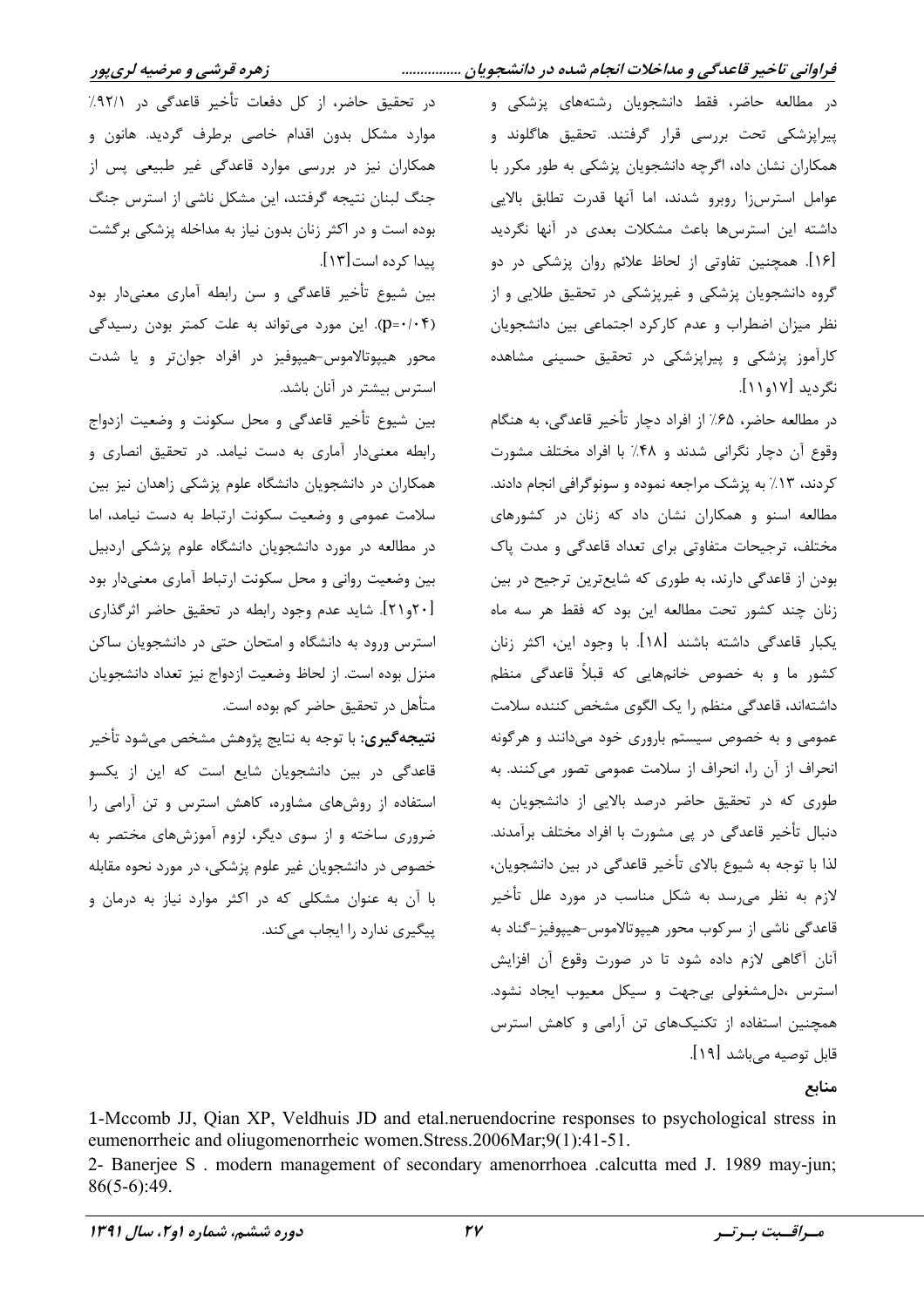در مطالعه حاضر، فقط دانشجویان رشته‌های پزشکی و پیراپزشکی تحت بررسی قرار گرفتند. تحقیق هاگلوند و همکاران نشان داد، اگرچه دانشجویان پزشکی به طور مکرر با عوامل استرس‌زا روبرو شدند، اما آنها قدرت تطابق بالایی داشته این استرس‌ها باعث مشکلات بعدی در آنها نگردید [۱۶]. همچنین تفاوتی از لحاظ علائم روان پزشکی در دو گروه دانشجویان پزشکی و غیرپزشکی در تحقیق طلایی و از نظر میزان اضطراب و عدم کارکرد اجتماعی بین دانشجویان کارآموز پزشکی و پیراپزشکی در تحقیق حسینی مشاهده نگردید [۱۷و۱۱].

در مطالعه حاضر، ۶۵٪ از افراد دچار تأخیر قاعدگی، به هنگام وقوع آن دچار نگرانی شدند و ۴۸٪ با افراد مختلف مشورت کردند، ۱۳٪ به پزشک مراجعه نموده و سونوگرافی انجام دادند. مطالعه اسنو و همکاران نشان داد که زنان در کشورهای مختلف، ترجیحات متفاوتی برای تعداد قاعدگی و مدت پاک بودن از قاعدگی دارند، به طوری که شایع‌ترین ترجیح در بین زنان چند کشور تحت مطالعه این بود که فقط هر سه ماه یکبار قاعدگی داشته باشند [۱۸]. با وجود این، اکثر زنان کشور ما و به خصوص خانم‌هایی که قبلاً قاعدگی منظم داشته‌اند، قاعدگی منظم را یک الگوی مشخص کننده سلامت عمومی و به خصوص سیستم باروری خود می‌دانند و هرگونه انحراف از آن را، انحراف از سلامت عمومی تصور می‌کنند. به طوری که در تحقیق حاضر درصد بالایی از دانشجویان به دنبال تأخیر قاعدگی در پی مشورت با افراد مختلف برآمدند. لذا با توجه به شیوع بالای تأخیر قاعدگی در بین دانشجویان، لازم به نظر می‌رسد به شکل مناسب در مورد علل تأخیر قاعدگی ناشی از سرکوب محور هیپوتالاموس-هیپوفیز-گناد به آنان آگاهی لازم داده شود تا در صورت وقوع آن افزایش استرس ،دل‌مشغولی بی‌جهت و سیکل معیوب ایجاد نشود. همچنین استفاده از تکنیک‌های تن آرامی و کاهش استرس قابل توصیه می‌باشد [۱۹].

در تحقیق حاضر، از کل دفعات تأخیر قاعدگی در ۹۲/۱٪ موارد مشکل بدون اقدام خاصی برطرف گردید. هانون و همکاران نیز در بررسی موارد قاعدگی غیر طبیعی پس از جنگ لبنان نتیجه گرفتند، این مشکل ناشی از استرس جنگ بوده است و در اکثر زنان بدون نیاز به مداخله پزشکی برگشت پیدا کرده است[۱۳].

بین شیوع تأخیر قاعدگی و سن رابطه آماری معنی‌دار بود (p=۰/۰۴). این مورد می‌تواند به علت کمتر بودن رسیدگی محور هیپوتالاموس-هیپوفیز در افراد جوان‌تر و یا شدت استرس بیشتر در آنان باشد.

بین شیوع تأخیر قاعدگی و محل سکونت و وضعیت ازدواج رابطه معنی‌دار آماری به دست نیامد. در تحقیق انصاری و همکاران در دانشجویان دانشگاه علوم پزشکی زاهدان نیز بین سلامت عمومی و وضعیت سکونت ارتباط به دست نیامد، اما در مطالعه در مورد دانشجویان دانشگاه علوم پزشکی اردبیل بین وضعیت روانی و محل سکونت ارتباط آماری معنی‌دار بود [۲۰و۲۱]. شاید عدم وجود رابطه در تحقیق حاضر اثرگذاری استرس ورود به دانشگاه و امتحان حتی در دانشجویان ساکن منزل بوده است. از لحاظ وضعیت ازدواج نیز تعداد دانشجویان متأهل در تحقیق حاضر کم بوده است.

**نتیجه‌گیری:** با توجه به نتایج پژوهش مشخص می‌شود تأخیر قاعدگی در بین دانشجویان شایع است که این از یکسو استفاده از روش‌های مشاوره، کاهش استرس و تن آرامی را ضروری ساخته و از سوی دیگر، لزوم آموزش‌های مختصر به خصوص در دانشجویان غیر علوم پزشکی، در مورد نحوه مقابله با آن به عنوان مشکلی که در اکثر موارد نیاز به درمان و پیگیری ندارد را ایجاب می‌کند.

## منابع

1-Mccomb JJ, Qian XP, Veldhuis JD and etal.neruendocrine responses to psychological stress in eumenorrheic and oliugomenorrheic women.Stress.2006Mar;9(1):41-51.

2- Banerjee S . modern management of secondary amenorrhoea .calcutta med J. 1989 may-jun; 86(5-6):49.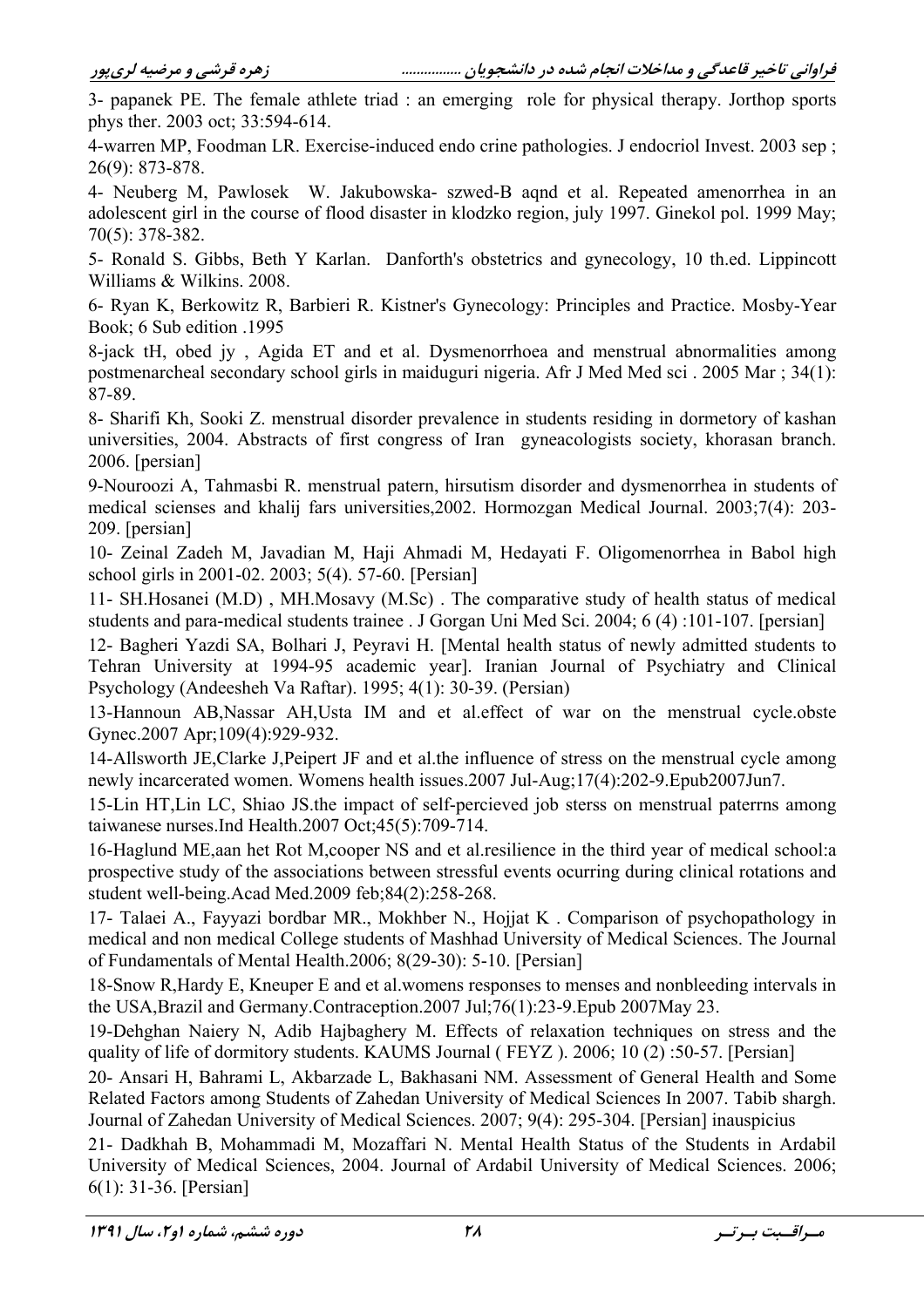3- papanek PE. The female athlete triad : an emerging  role for physical therapy. Jorthop sports phys ther. 2003 oct; 33:594-614.

4-warren MP, Foodman LR. Exercise-induced endo crine pathologies. J endocriol Invest. 2003 sep ; 26(9): 873-878.

4- Neuberg M, Pawlosek  W. Jakubowska- szwed-B aqnd et al. Repeated amenorrhea in an adolescent girl in the course of flood disaster in klodzko region, july 1997. Ginekol pol. 1999 May; 70(5): 378-382.

5- Ronald S. Gibbs, Beth Y Karlan.  Danforth's obstetrics and gynecology, 10 th.ed. Lippincott Williams & Wilkins. 2008.

6- Ryan K, Berkowitz R, Barbieri R. Kistner's Gynecology: Principles and Practice. Mosby-Year Book; 6 Sub edition .1995

8-jack tH, obed jy , Agida ET and et al. Dysmenorrhoea and menstrual abnormalities among postmenarcheal secondary school girls in maiduguri nigeria. Afr J Med Med sci . 2005 Mar ; 34(1): 87-89.

8- Sharifi Kh, Sooki Z. menstrual disorder prevalence in students residing in dormetory of kashan universities, 2004. Abstracts of first congress of Iran  gyneacologists society, khorasan branch. 2006. [persian]

9-Nouroozi A, Tahmasbi R. menstrual patern, hirsutism disorder and dysmenorrhea in students of medical scienses and khalij fars universities,2002. Hormozgan Medical Journal. 2003;7(4): 203-209. [persian]

10- Zeinal Zadeh M, Javadian M, Haji Ahmadi M, Hedayati F. Oligomenorrhea in Babol high school girls in 2001-02. 2003; 5(4). 57-60. [Persian]

11- SH.Hosanei (M.D) , MH.Mosavy (M.Sc) . The comparative study of health status of medical students and para-medical students trainee . J Gorgan Uni Med Sci. 2004; 6 (4) :101-107. [persian]

12- Bagheri Yazdi SA, Bolhari J, Peyravi H. [Mental health status of newly admitted students to Tehran University at 1994-95 academic year]. Iranian Journal of Psychiatry and Clinical Psychology (Andeesheh Va Raftar). 1995; 4(1): 30-39. (Persian)

13-Hannoun AB,Nassar AH,Usta IM and et al.effect of war on the menstrual cycle.obste Gynec.2007 Apr;109(4):929-932.

14-Allsworth JE,Clarke J,Peipert JF and et al.the influence of stress on the menstrual cycle among newly incarcerated women. Womens health issues.2007 Jul-Aug;17(4):202-9.Epub2007Jun7.

15-Lin HT,Lin LC, Shiao JS.the impact of self-percieved job sterss on menstrual paterrns among taiwanese nurses.Ind Health.2007 Oct;45(5):709-714.

16-Haglund ME,aan het Rot M,cooper NS and et al.resilience in the third year of medical school:a prospective study of the associations between stressful events ocurring during clinical rotations and student well-being.Acad Med.2009 feb;84(2):258-268.

17- Talaei A., Fayyazi bordbar MR., Mokhber N., Hojjat K . Comparison of psychopathology in medical and non medical College students of Mashhad University of Medical Sciences. The Journal of Fundamentals of Mental Health.2006; 8(29-30): 5-10. [Persian]

18-Snow R,Hardy E, Kneuper E and et al.womens responses to menses and nonbleeding intervals in the USA,Brazil and Germany.Contraception.2007 Jul;76(1):23-9.Epub 2007May 23.

19-Dehghan Naiery N, Adib Hajbaghery M. Effects of relaxation techniques on stress and the quality of life of dormitory students. KAUMS Journal ( FEYZ ). 2006; 10 (2) :50-57. [Persian]

20- Ansari H, Bahrami L, Akbarzade L, Bakhasani NM. Assessment of General Health and Some Related Factors among Students of Zahedan University of Medical Sciences In 2007. Tabib shargh. Journal of Zahedan University of Medical Sciences. 2007; 9(4): 295-304. [Persian] inauspicius

21- Dadkhah B, Mohammadi M, Mozaffari N. Mental Health Status of the Students in Ardabil University of Medical Sciences, 2004. Journal of Ardabil University of Medical Sciences. 2006; 6(1): 31-36. [Persian]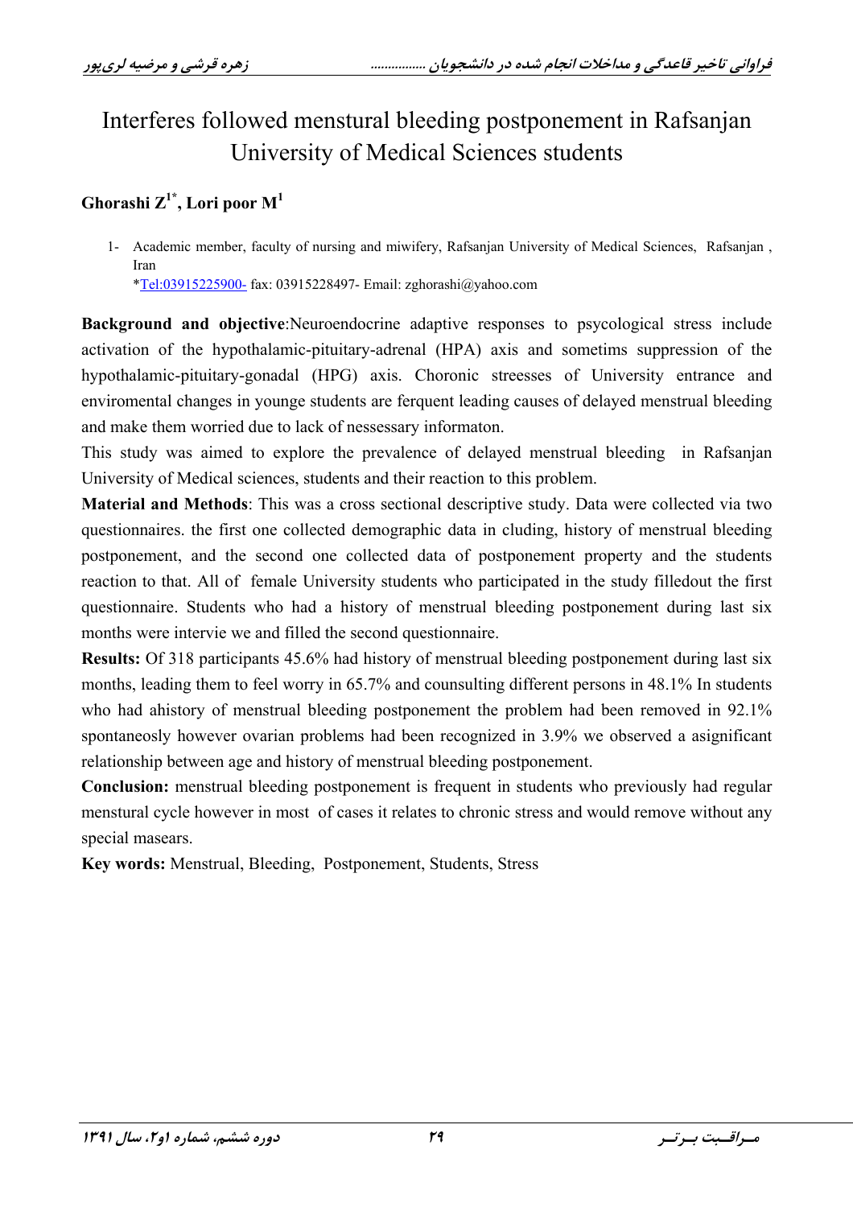# Interferes followed menstural bleeding postponement in Rafsanjan University of Medical Sciences students

**Ghorashi Z[1*], Lori poor M[1]**

1- Academic member, faculty of nursing and miwifery, Rafsanjan University of Medical Sciences, Rafsanjan , Iran

*Tel:03915225900- fax: 03915228497- Email: zghorashi@yahoo.com

**Background and objective**:Neuroendocrine adaptive responses to psycological stress include activation of the hypothalamic-pituitary-adrenal (HPA) axis and sometims suppression of the hypothalamic-pituitary-gonadal (HPG) axis. Choronic streesses of University entrance and enviromental changes in younge students are ferquent leading causes of delayed menstrual bleeding and make them worried due to lack of nessessary informaton.

This study was aimed to explore the prevalence of delayed menstrual bleeding in Rafsanjan University of Medical sciences, students and their reaction to this problem.

**Material and Methods**: This was a cross sectional descriptive study. Data were collected via two questionnaires. the first one collected demographic data in cluding, history of menstrual bleeding postponement, and the second one collected data of postponement property and the students reaction to that. All of female University students who participated in the study filledout the first questionnaire. Students who had a history of menstrual bleeding postponement during last six months were intervie we and filled the second questionnaire.

**Results:** Of 318 participants 45.6% had history of menstrual bleeding postponement during last six months, leading them to feel worry in 65.7% and counsulting different persons in 48.1% In students who had ahistory of menstrual bleeding postponement the problem had been removed in 92.1% spontaneosly however ovarian problems had been recognized in 3.9% we observed a asignificant relationship between age and history of menstrual bleeding postponement.

**Conclusion:** menstrual bleeding postponement is frequent in students who previously had regular menstural cycle however in most of cases it relates to chronic stress and would remove without any special masears.

**Key words:** Menstrual, Bleeding, Postponement, Students, Stress